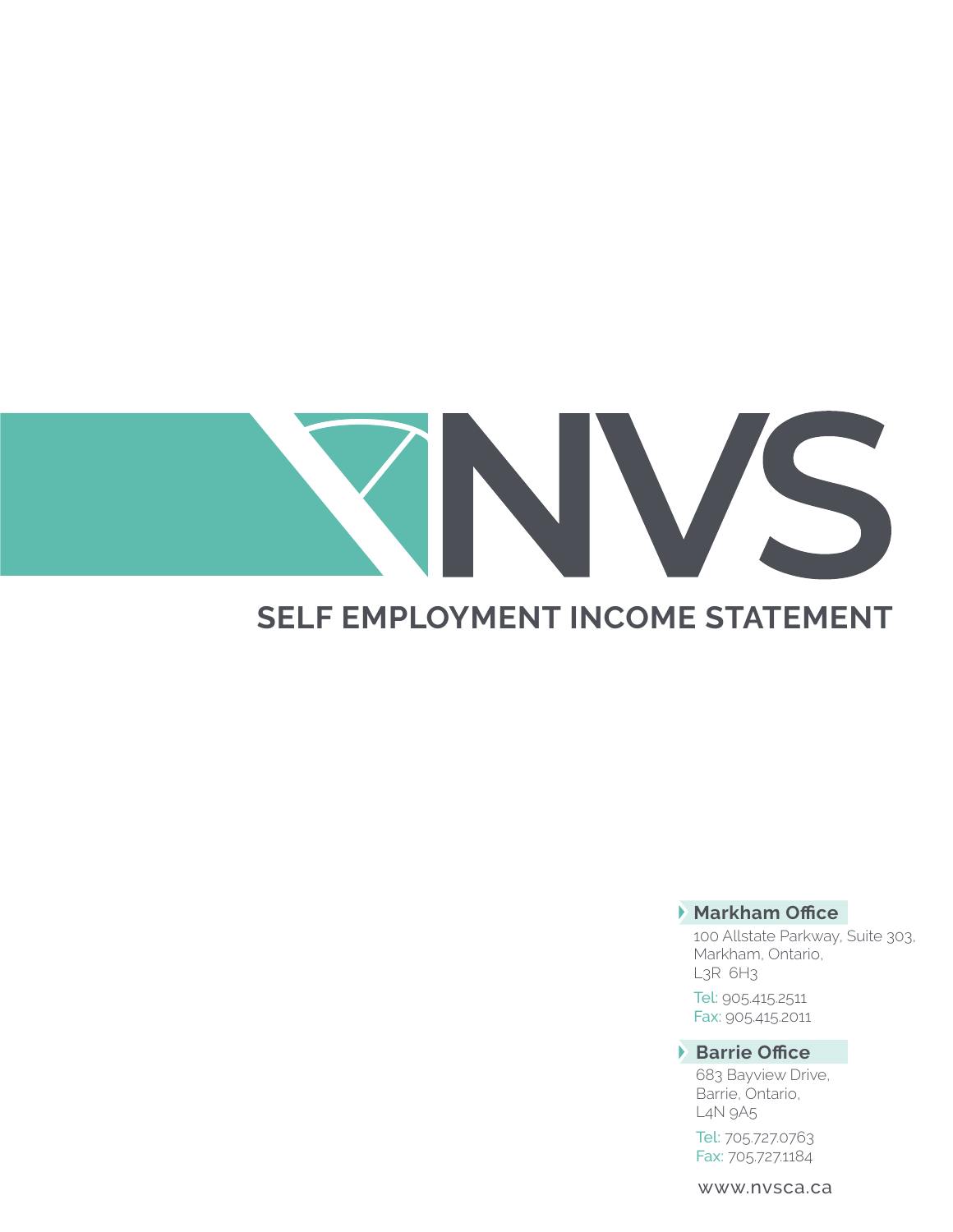# NVS

## SELF EMPLOYMENT INCOME STATEMENT

**Markham Office**

100 Allstate Parkway, Suite 303,
Markham, Ontario,
L3R 6H3

Tel: 905.415.2511
Fax: 905.415.2011

**Barrie Office**

683 Bayview Drive,
Barrie, Ontario,
L4N 9A5

Tel: 705.727.0763
Fax: 705.727.1184

www.nvsca.ca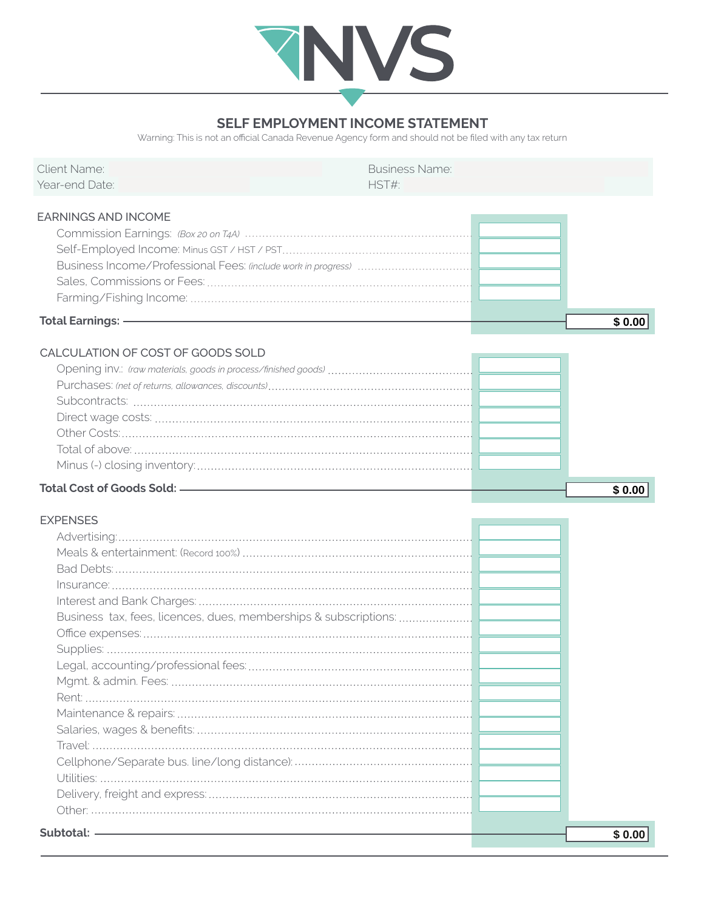NVS

## SELF EMPLOYMENT INCOME STATEMENT

Warning: This is not an official Canada Revenue Agency form and should not be filed with any tax return

| | |
|---|---|
| Client Name: | Business Name: |
| Year-end Date: | HST#: |

### EARNINGS AND INCOME

| Item | Amount | Total |
|---|---|---|
| Commission Earnings: *(Box 20 on T4A)* | | |
| Self-Employed Income: Minus GST / HST / PST | | |
| Business Income/Professional Fees: *(include work in progress)* | | |
| Sales, Commissions or Fees: | | |
| Farming/Fishing Income: | | |
| **Total Earnings:** | | **$ 0.00** |

### CALCULATION OF COST OF GOODS SOLD

| Item | Amount | Total |
|---|---|---|
| Opening inv.: *(raw materials, goods in process/finished goods)* | | |
| Purchases: *(net of returns, allowances, discounts)* | | |
| Subcontracts: | | |
| Direct wage costs: | | |
| Other Costs: | | |
| Total of above: | | |
| Minus (-) closing inventory: | | |
| **Total Cost of Goods Sold:** | | **$ 0.00** |

### EXPENSES

| Item | Amount | Total |
|---|---|---|
| Advertising: | | |
| Meals & entertainment: (Record 100%) | | |
| Bad Debts: | | |
| Insurance: | | |
| Interest and Bank Charges: | | |
| Business tax, fees, licences, dues, memberships & subscriptions: | | |
| Office expenses: | | |
| Supplies: | | |
| Legal, accounting/professional fees: | | |
| Mgmt. & admin. Fees: | | |
| Rent: | | |
| Maintenance & repairs: | | |
| Salaries, wages & benefits: | | |
| Travel: | | |
| Cellphone/Separate bus. line/long distance): | | |
| Utilities: | | |
| Delivery, freight and express: | | |
| Other: | | |
| **Subtotal:** | | **$ 0.00** |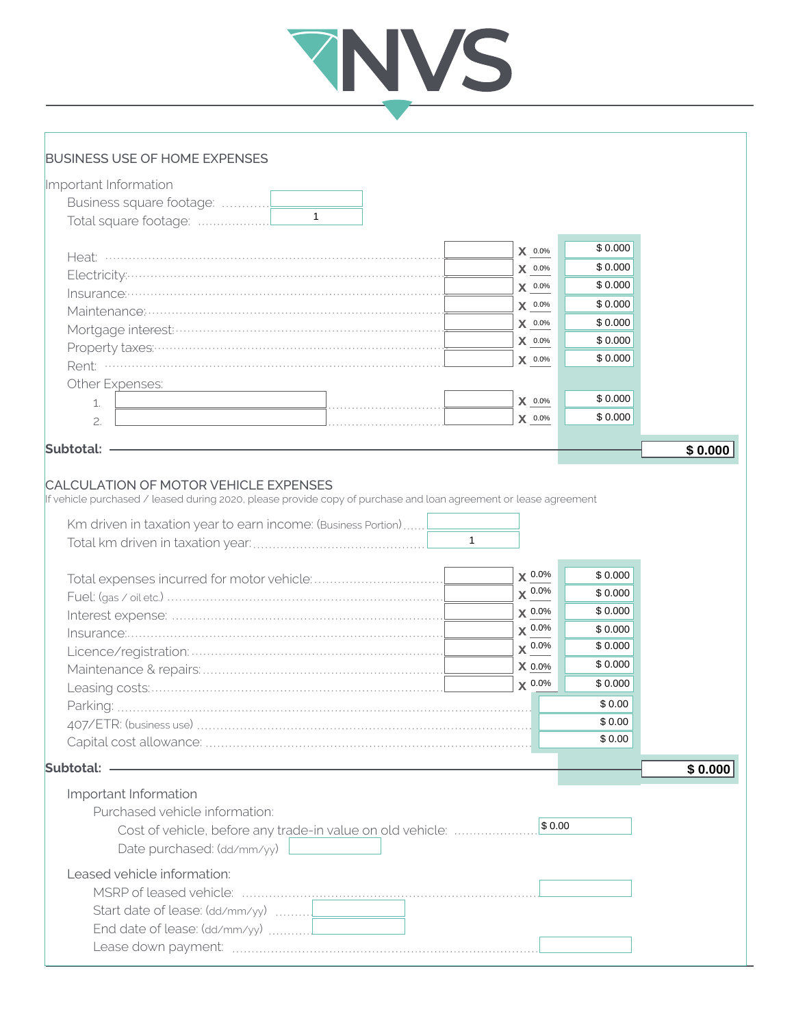# NVS

## BUSINESS USE OF HOME EXPENSES

Important Information

Business square footage: ............

Total square footage: .................. 1

| Expense | Amount | | % | Result |
|---|---|---|---|---|
| Heat: | | X | 0.0% | $ 0.000 |
| Electricity: | | X | 0.0% | $ 0.000 |
| Insurance: | | X | 0.0% | $ 0.000 |
| Maintenance: | | X | 0.0% | $ 0.000 |
| Mortgage interest: | | X | 0.0% | $ 0.000 |
| Property taxes: | | X | 0.0% | $ 0.000 |
| Rent: | | X | 0.0% | $ 0.000 |
| Other Expenses: | | | | |
| 1. | | X | 0.0% | $ 0.000 |
| 2. | | X | 0.0% | $ 0.000 |

**Subtotal:** **$ 0.000**

## CALCULATION OF MOTOR VEHICLE EXPENSES

If vehicle purchased / leased during 2020, please provide copy of purchase and loan agreement or lease agreement

Km driven in taxation year to earn income: (Business Portion)......

Total km driven in taxation year:........................................... 1

| Expense | Amount | | % | Result |
|---|---|---|---|---|
| Total expenses incurred for motor vehicle: | | X | 0.0% | $ 0.000 |
| Fuel: (gas / oil etc.) | | X | 0.0% | $ 0.000 |
| Interest expense: | | X | 0.0% | $ 0.000 |
| Insurance: | | X | 0.0% | $ 0.000 |
| Licence/registration: | | X | 0.0% | $ 0.000 |
| Maintenance & repairs: | | X | 0.0% | $ 0.000 |
| Leasing costs: | | X | 0.0% | $ 0.000 |
| Parking: | | | | $ 0.00 |
| 407/ETR: (business use) | | | | $ 0.00 |
| Capital cost allowance: | | | | $ 0.00 |

**Subtotal:** **$ 0.000**

Important Information

Purchased vehicle information:

Cost of vehicle, before any trade-in value on old vehicle: ..................... $ 0.00

Date purchased: (dd/mm/yy)

Leased vehicle information:

MSRP of leased vehicle: ..........................................................................

Start date of lease: (dd/mm/yy) .........

End date of lease: (dd/mm/yy) ...........

Lease down payment: ..........................................................................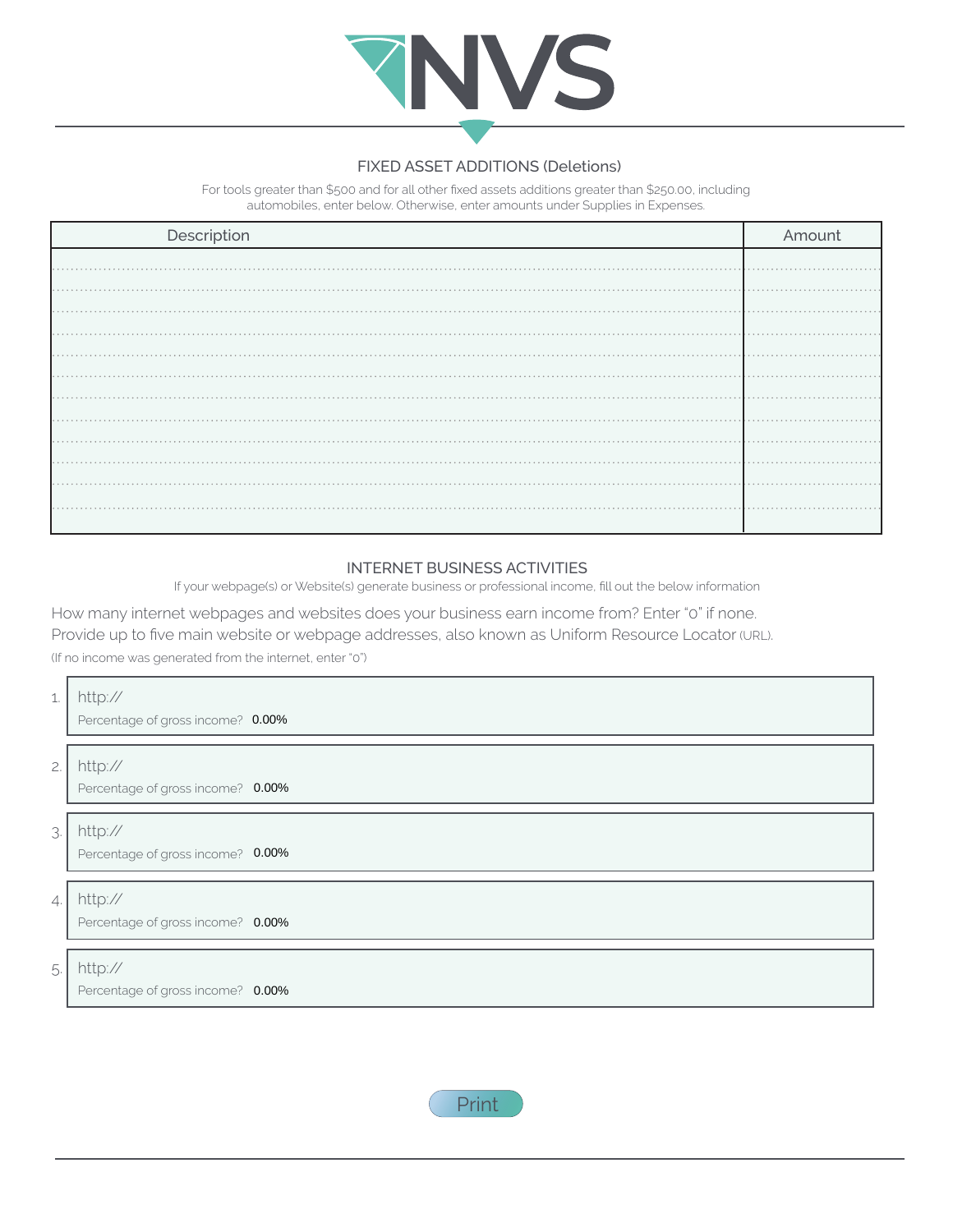NVS

## FIXED ASSET ADDITIONS (Deletions)

For tools greater than $500 and for all other fixed assets additions greater than $250.00, including automobiles, enter below. Otherwise, enter amounts under Supplies in Expenses.

| Description | Amount |
|---|---|
| | |
| | |
| | |
| | |
| | |
| | |
| | |
| | |
| | |
| | |
| | |
| | |

## INTERNET BUSINESS ACTIVITIES

If your webpage(s) or Website(s) generate business or professional income, fill out the below information

How many internet webpages and websites does your business earn income from? Enter "0" if none.

Provide up to five main website or webpage addresses, also known as Uniform Resource Locator (URL).

(If no income was generated from the internet, enter "0")

1. http://
   Percentage of gross income? 0.00%

2. http://
   Percentage of gross income? 0.00%

3. http://
   Percentage of gross income? 0.00%

4. http://
   Percentage of gross income? 0.00%

5. http://
   Percentage of gross income? 0.00%

Print